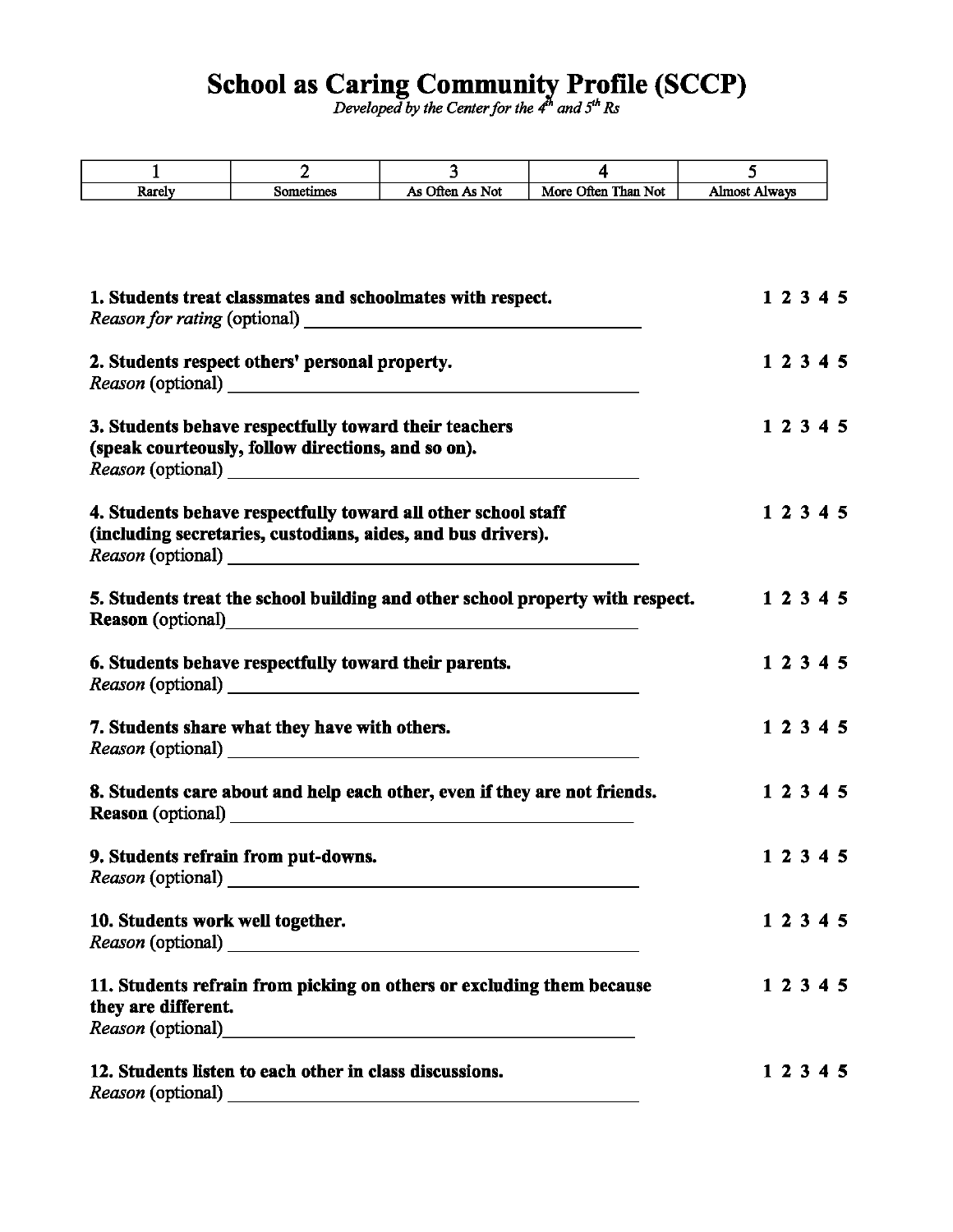# School as Caring Community Profile (SCCP)

*Developed by the Center for the 4th and 5th Rs*

| 1 | 2 | 3 | 4 | 5 |
|---|---|---|---|---|
| Rarely | Sometimes | As Often As Not | More Often Than Not | Almost Always |

**1. Students treat classmates and schoolmates with respect.** **1 2 3 4 5**
*Reason for rating* (optional) ______________________________

**2. Students respect others' personal property.** **1 2 3 4 5**
*Reason* (optional) ______________________________

**3. Students behave respectfully toward their teachers (speak courteously, follow directions, and so on).** **1 2 3 4 5**
*Reason* (optional) ______________________________

**4. Students behave respectfully toward all other school staff (including secretaries, custodians, aides, and bus drivers).** **1 2 3 4 5**
*Reason* (optional) ______________________________

**5. Students treat the school building and other school property with respect.** **1 2 3 4 5**
**Reason** (optional)______________________________

**6. Students behave respectfully toward their parents.** **1 2 3 4 5**
*Reason* (optional) ______________________________

**7. Students share what they have with others.** **1 2 3 4 5**
*Reason* (optional) ______________________________

**8. Students care about and help each other, even if they are not friends.** **1 2 3 4 5**
**Reason** (optional) ______________________________

**9. Students refrain from put-downs.** **1 2 3 4 5**
*Reason* (optional) ______________________________

**10. Students work well together.** **1 2 3 4 5**
*Reason* (optional) ______________________________

**11. Students refrain from picking on others or excluding them because they are different.** **1 2 3 4 5**
*Reason* (optional)______________________________

**12. Students listen to each other in class discussions.** **1 2 3 4 5**
*Reason* (optional) ______________________________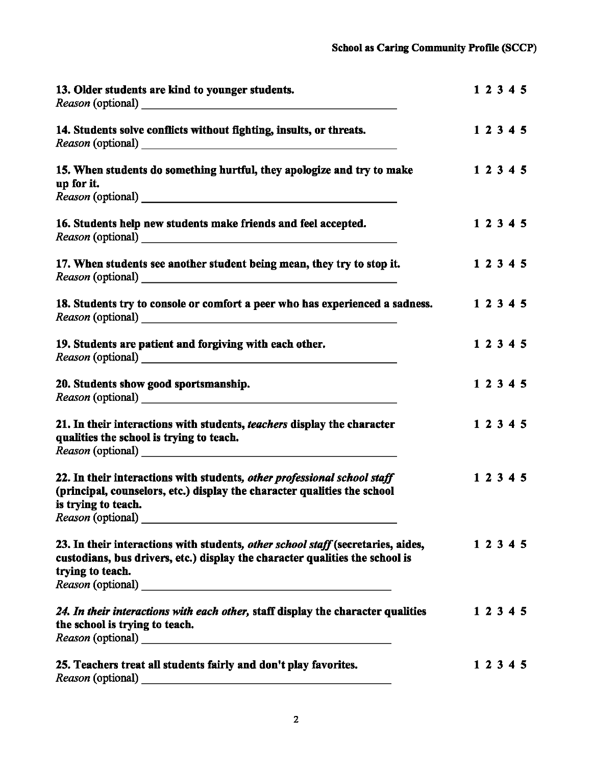**13. Older students are kind to younger students.** **1 2 3 4 5**
*Reason* (optional) ____________________________________________

**14. Students solve conflicts without fighting, insults, or threats.** **1 2 3 4 5**
*Reason* (optional) ____________________________________________

**15. When students do something hurtful, they apologize and try to make up for it.** **1 2 3 4 5**
*Reason* (optional) ____________________________________________

**16. Students help new students make friends and feel accepted.** **1 2 3 4 5**
*Reason* (optional) ____________________________________________

**17. When students see another student being mean, they try to stop it.** **1 2 3 4 5**
*Reason* (optional) ____________________________________________

**18. Students try to console or comfort a peer who has experienced a sadness.** **1 2 3 4 5**
*Reason* (optional) ____________________________________________

**19. Students are patient and forgiving with each other.** **1 2 3 4 5**
*Reason* (optional) ____________________________________________

**20. Students show good sportsmanship.** **1 2 3 4 5**
*Reason* (optional) ____________________________________________

**21. In their interactions with students, *teachers* display the character qualities the school is trying to teach.** **1 2 3 4 5**
*Reason* (optional) ____________________________________________

**22. In their interactions with students, *other professional school staff* (principal, counselors, etc.) display the character qualities the school is trying to teach.** **1 2 3 4 5**
*Reason* (optional) ____________________________________________

**23. In their interactions with students, *other school staff* (secretaries, aides, custodians, bus drivers, etc.) display the character qualities the school is trying to teach.** **1 2 3 4 5**
*Reason* (optional) ____________________________________________

***24. In their interactions with each other,* staff display the character qualities the school is trying to teach.** **1 2 3 4 5**
*Reason* (optional) ____________________________________________

**25. Teachers treat all students fairly and don't play favorites.** **1 2 3 4 5**
*Reason* (optional) ____________________________________________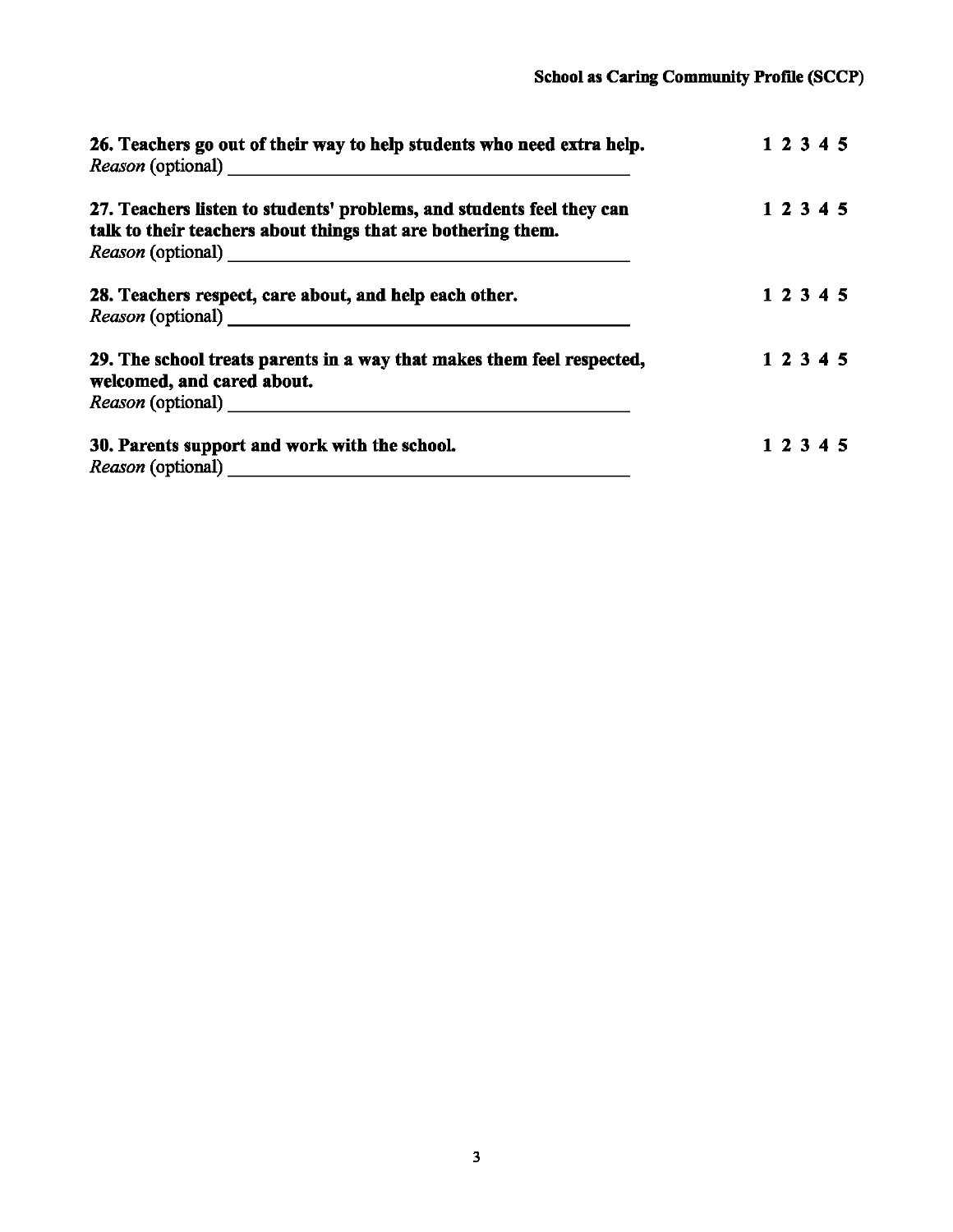**26. Teachers go out of their way to help students who need extra help.** **1 2 3 4 5**
*Reason* (optional) ____________________________________________

**27. Teachers listen to students' problems, and students feel they can talk to their teachers about things that are bothering them.** **1 2 3 4 5**
*Reason* (optional) ____________________________________________

**28. Teachers respect, care about, and help each other.** **1 2 3 4 5**
*Reason* (optional) ____________________________________________

**29. The school treats parents in a way that makes them feel respected, welcomed, and cared about.** **1 2 3 4 5**
*Reason* (optional) ____________________________________________

**30. Parents support and work with the school.** **1 2 3 4 5**
*Reason* (optional) ____________________________________________